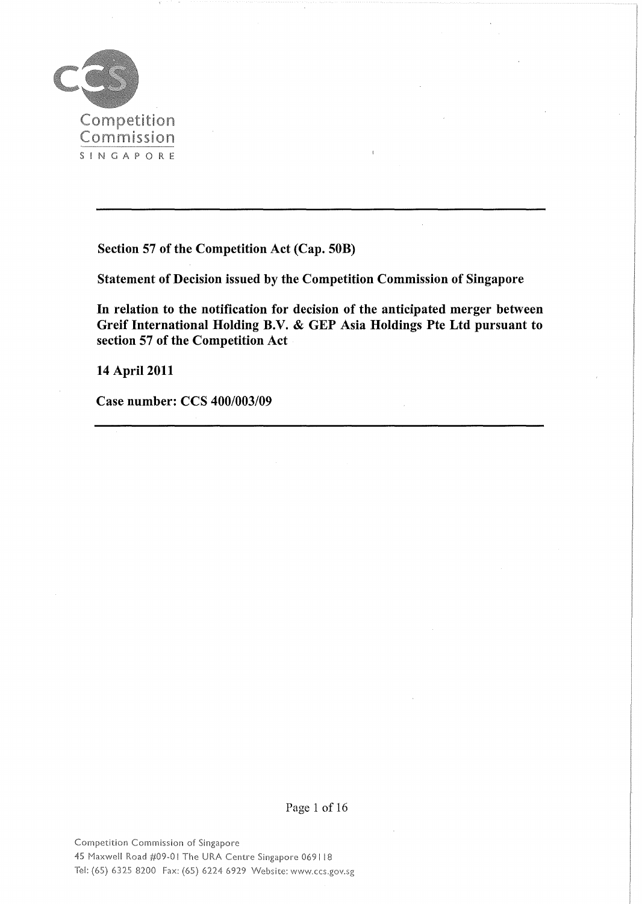Competition Commission
SINGAPORE

**Section 57 of the Competition Act (Cap. 50B)**

**Statement of Decision issued by the Competition Commission of Singapore**

**In relation to the notification for decision of the anticipated merger between Greif International Holding B.V. & GEP Asia Holdings Pte Ltd pursuant to section 57 of the Competition Act**

**14 April 2011**

**Case number: CCS 400/003/09**

Competition Commission of Singapore
45 Maxwell Road #09-01 The URA Centre Singapore 069118
Tel: (65) 6325 8200 Fax: (65) 6224 6929 Website: www.ccs.gov.sg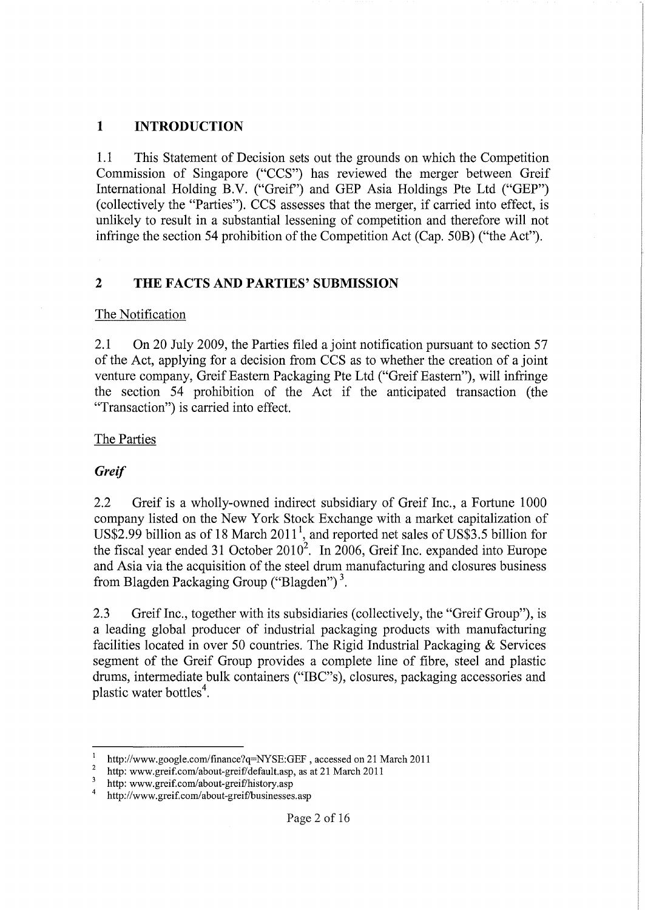## 1 INTRODUCTION

1.1 This Statement of Decision sets out the grounds on which the Competition Commission of Singapore ("CCS") has reviewed the merger between Greif International Holding B.V. ("Greif") and GEP Asia Holdings Pte Ltd ("GEP") (collectively the "Parties"). CCS assesses that the merger, if carried into effect, is unlikely to result in a substantial lessening of competition and therefore will not infringe the section 54 prohibition of the Competition Act (Cap. 50B) ("the Act").

## 2 THE FACTS AND PARTIES' SUBMISSION

The Notification

2.1 On 20 July 2009, the Parties filed a joint notification pursuant to section 57 of the Act, applying for a decision from CCS as to whether the creation of a joint venture company, Greif Eastern Packaging Pte Ltd ("Greif Eastern"), will infringe the section 54 prohibition of the Act if the anticipated transaction (the "Transaction") is carried into effect.

The Parties

***Greif***

2.2 Greif is a wholly-owned indirect subsidiary of Greif Inc., a Fortune 1000 company listed on the New York Stock Exchange with a market capitalization of US$2.99 billion as of 18 March 2011[1], and reported net sales of US$3.5 billion for the fiscal year ended 31 October 2010[2]. In 2006, Greif Inc. expanded into Europe and Asia via the acquisition of the steel drum manufacturing and closures business from Blagden Packaging Group ("Blagden")[3].

2.3 Greif Inc., together with its subsidiaries (collectively, the "Greif Group"), is a leading global producer of industrial packaging products with manufacturing facilities located in over 50 countries. The Rigid Industrial Packaging & Services segment of the Greif Group provides a complete line of fibre, steel and plastic drums, intermediate bulk containers ("IBC"s), closures, packaging accessories and plastic water bottles[4].

---

1 http://www.google.com/finance?q=NYSE:GEF , accessed on 21 March 2011

2 http: www.greif.com/about-greif/default.asp, as at 21 March 2011

3 http: www.greif.com/about-greif/history.asp

4 http://www.greif.com/about-greif/businesses.asp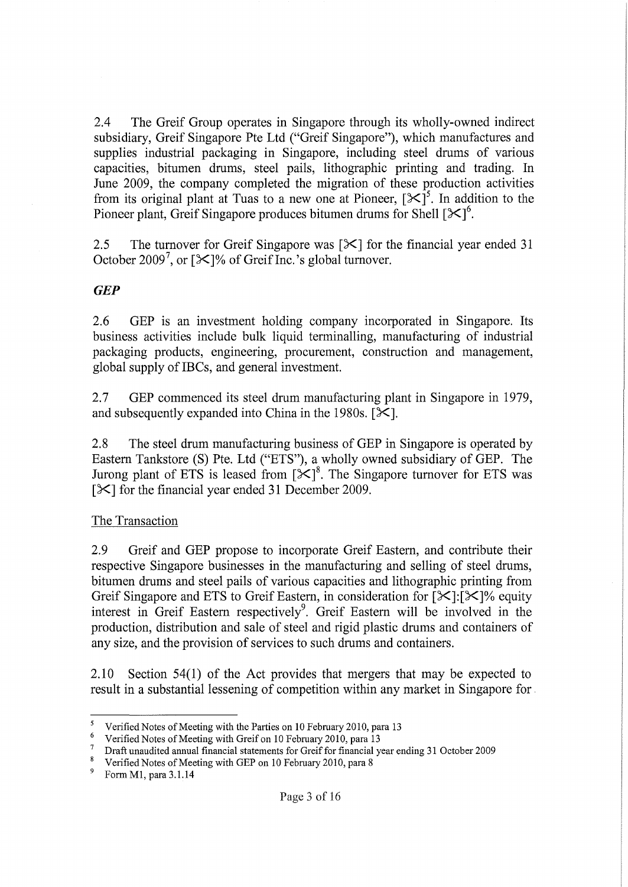2.4 The Greif Group operates in Singapore through its wholly-owned indirect subsidiary, Greif Singapore Pte Ltd ("Greif Singapore"), which manufactures and supplies industrial packaging in Singapore, including steel drums of various capacities, bitumen drums, steel pails, lithographic printing and trading. In June 2009, the company completed the migration of these production activities from its original plant at Tuas to a new one at Pioneer, [✂][5]. In addition to the Pioneer plant, Greif Singapore produces bitumen drums for Shell [✂][6].

2.5 The turnover for Greif Singapore was [✂] for the financial year ended 31 October 2009[7], or [✂]% of Greif Inc.'s global turnover.

***GEP***

2.6 GEP is an investment holding company incorporated in Singapore. Its business activities include bulk liquid terminalling, manufacturing of industrial packaging products, engineering, procurement, construction and management, global supply of IBCs, and general investment.

2.7 GEP commenced its steel drum manufacturing plant in Singapore in 1979, and subsequently expanded into China in the 1980s. [✂].

2.8 The steel drum manufacturing business of GEP in Singapore is operated by Eastern Tankstore (S) Pte. Ltd ("ETS"), a wholly owned subsidiary of GEP. The Jurong plant of ETS is leased from [✂][8]. The Singapore turnover for ETS was [✂] for the financial year ended 31 December 2009.

The Transaction

2.9 Greif and GEP propose to incorporate Greif Eastern, and contribute their respective Singapore businesses in the manufacturing and selling of steel drums, bitumen drums and steel pails of various capacities and lithographic printing from Greif Singapore and ETS to Greif Eastern, in consideration for [✂]:[✂]% equity interest in Greif Eastern respectively[9]. Greif Eastern will be involved in the production, distribution and sale of steel and rigid plastic drums and containers of any size, and the provision of services to such drums and containers.

2.10 Section 54(1) of the Act provides that mergers that may be expected to result in a substantial lessening of competition within any market in Singapore for

---

[5] Verified Notes of Meeting with the Parties on 10 February 2010, para 13

[6] Verified Notes of Meeting with Greif on 10 February 2010, para 13

[7] Draft unaudited annual financial statements for Greif for financial year ending 31 October 2009

[8] Verified Notes of Meeting with GEP on 10 February 2010, para 8

[9] Form M1, para 3.1.14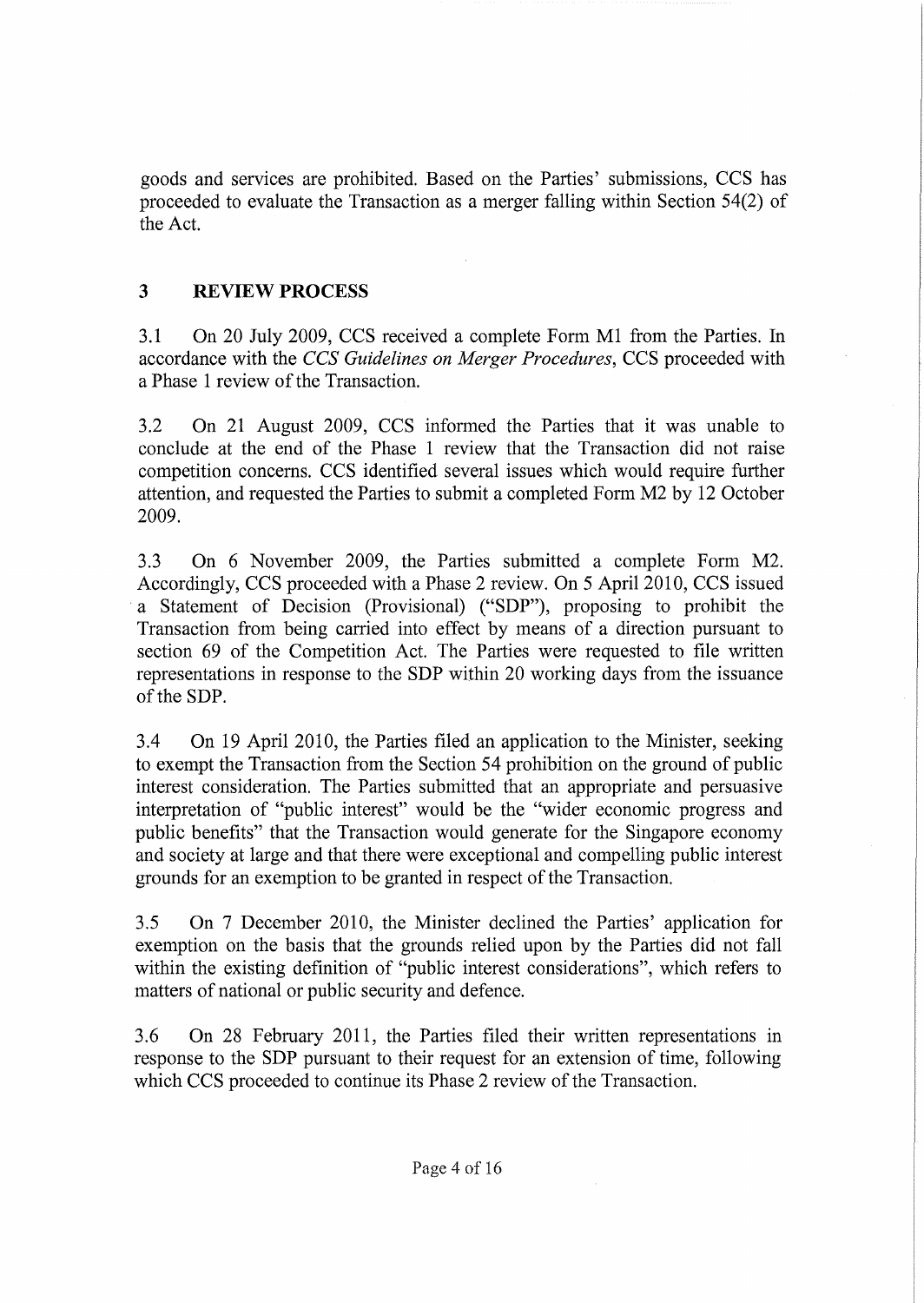goods and services are prohibited. Based on the Parties' submissions, CCS has proceeded to evaluate the Transaction as a merger falling within Section 54(2) of the Act.

## 3 REVIEW PROCESS

3.1 On 20 July 2009, CCS received a complete Form M1 from the Parties. In accordance with the *CCS Guidelines on Merger Procedures*, CCS proceeded with a Phase 1 review of the Transaction.

3.2 On 21 August 2009, CCS informed the Parties that it was unable to conclude at the end of the Phase 1 review that the Transaction did not raise competition concerns. CCS identified several issues which would require further attention, and requested the Parties to submit a completed Form M2 by 12 October 2009.

3.3 On 6 November 2009, the Parties submitted a complete Form M2. Accordingly, CCS proceeded with a Phase 2 review. On 5 April 2010, CCS issued a Statement of Decision (Provisional) ("SDP"), proposing to prohibit the Transaction from being carried into effect by means of a direction pursuant to section 69 of the Competition Act. The Parties were requested to file written representations in response to the SDP within 20 working days from the issuance of the SDP.

3.4 On 19 April 2010, the Parties filed an application to the Minister, seeking to exempt the Transaction from the Section 54 prohibition on the ground of public interest consideration. The Parties submitted that an appropriate and persuasive interpretation of "public interest" would be the "wider economic progress and public benefits" that the Transaction would generate for the Singapore economy and society at large and that there were exceptional and compelling public interest grounds for an exemption to be granted in respect of the Transaction.

3.5 On 7 December 2010, the Minister declined the Parties' application for exemption on the basis that the grounds relied upon by the Parties did not fall within the existing definition of "public interest considerations", which refers to matters of national or public security and defence.

3.6 On 28 February 2011, the Parties filed their written representations in response to the SDP pursuant to their request for an extension of time, following which CCS proceeded to continue its Phase 2 review of the Transaction.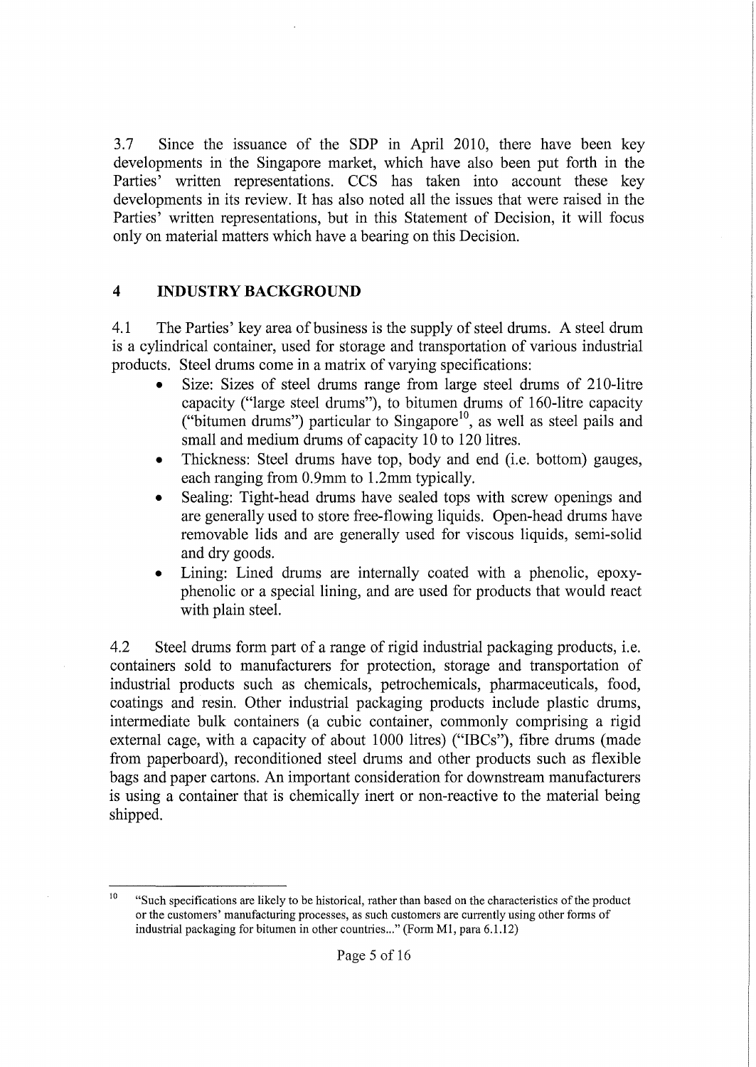3.7 Since the issuance of the SDP in April 2010, there have been key developments in the Singapore market, which have also been put forth in the Parties' written representations. CCS has taken into account these key developments in its review. It has also noted all the issues that were raised in the Parties' written representations, but in this Statement of Decision, it will focus only on material matters which have a bearing on this Decision.

## 4 INDUSTRY BACKGROUND

4.1 The Parties' key area of business is the supply of steel drums. A steel drum is a cylindrical container, used for storage and transportation of various industrial products. Steel drums come in a matrix of varying specifications:

- Size: Sizes of steel drums range from large steel drums of 210-litre capacity ("large steel drums"), to bitumen drums of 160-litre capacity ("bitumen drums") particular to Singapore[10], as well as steel pails and small and medium drums of capacity 10 to 120 litres.
- Thickness: Steel drums have top, body and end (i.e. bottom) gauges, each ranging from 0.9mm to 1.2mm typically.
- Sealing: Tight-head drums have sealed tops with screw openings and are generally used to store free-flowing liquids. Open-head drums have removable lids and are generally used for viscous liquids, semi-solid and dry goods.
- Lining: Lined drums are internally coated with a phenolic, epoxy-phenolic or a special lining, and are used for products that would react with plain steel.

4.2 Steel drums form part of a range of rigid industrial packaging products, i.e. containers sold to manufacturers for protection, storage and transportation of industrial products such as chemicals, petrochemicals, pharmaceuticals, food, coatings and resin. Other industrial packaging products include plastic drums, intermediate bulk containers (a cubic container, commonly comprising a rigid external cage, with a capacity of about 1000 litres) ("IBCs"), fibre drums (made from paperboard), reconditioned steel drums and other products such as flexible bags and paper cartons. An important consideration for downstream manufacturers is using a container that is chemically inert or non-reactive to the material being shipped.

---

[10] "Such specifications are likely to be historical, rather than based on the characteristics of the product or the customers' manufacturing processes, as such customers are currently using other forms of industrial packaging for bitumen in other countries..." (Form M1, para 6.1.12)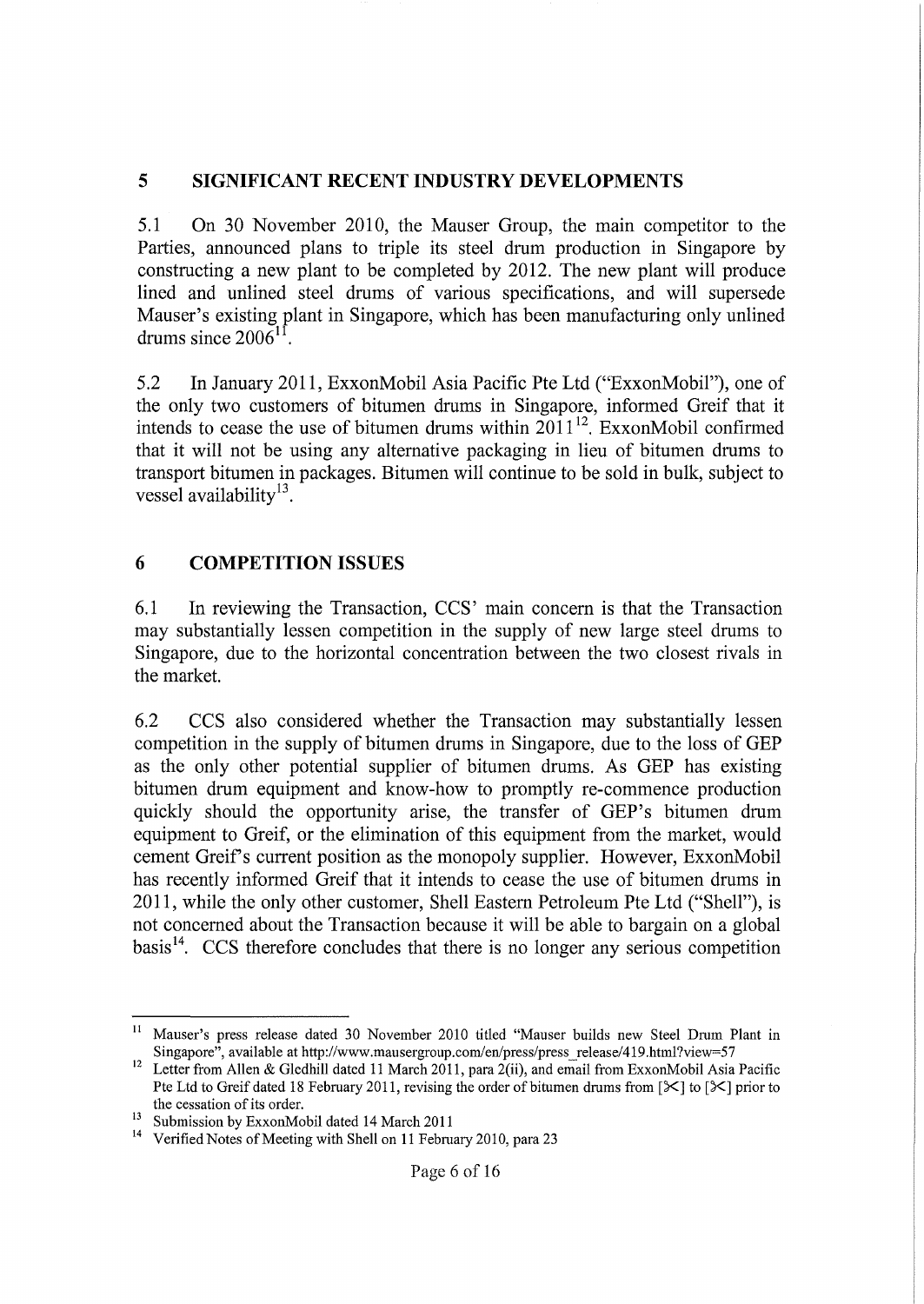## 5 SIGNIFICANT RECENT INDUSTRY DEVELOPMENTS

5.1 On 30 November 2010, the Mauser Group, the main competitor to the Parties, announced plans to triple its steel drum production in Singapore by constructing a new plant to be completed by 2012. The new plant will produce lined and unlined steel drums of various specifications, and will supersede Mauser's existing plant in Singapore, which has been manufacturing only unlined drums since 2006[11].

5.2 In January 2011, ExxonMobil Asia Pacific Pte Ltd ("ExxonMobil"), one of the only two customers of bitumen drums in Singapore, informed Greif that it intends to cease the use of bitumen drums within 2011[12]. ExxonMobil confirmed that it will not be using any alternative packaging in lieu of bitumen drums to transport bitumen in packages. Bitumen will continue to be sold in bulk, subject to vessel availability[13].

## 6 COMPETITION ISSUES

6.1 In reviewing the Transaction, CCS' main concern is that the Transaction may substantially lessen competition in the supply of new large steel drums to Singapore, due to the horizontal concentration between the two closest rivals in the market.

6.2 CCS also considered whether the Transaction may substantially lessen competition in the supply of bitumen drums in Singapore, due to the loss of GEP as the only other potential supplier of bitumen drums. As GEP has existing bitumen drum equipment and know-how to promptly re-commence production quickly should the opportunity arise, the transfer of GEP's bitumen drum equipment to Greif, or the elimination of this equipment from the market, would cement Greif's current position as the monopoly supplier. However, ExxonMobil has recently informed Greif that it intends to cease the use of bitumen drums in 2011, while the only other customer, Shell Eastern Petroleum Pte Ltd ("Shell"), is not concerned about the Transaction because it will be able to bargain on a global basis[14]. CCS therefore concludes that there is no longer any serious competition

---

[11] Mauser's press release dated 30 November 2010 titled "Mauser builds new Steel Drum Plant in Singapore", available at http://www.mausergroup.com/en/press/press_release/419.html?view=57

[12] Letter from Allen & Gledhill dated 11 March 2011, para 2(ii), and email from ExxonMobil Asia Pacific Pte Ltd to Greif dated 18 February 2011, revising the order of bitumen drums from [✂] to [✂] prior to the cessation of its order.

[13] Submission by ExxonMobil dated 14 March 2011

[14] Verified Notes of Meeting with Shell on 11 February 2010, para 23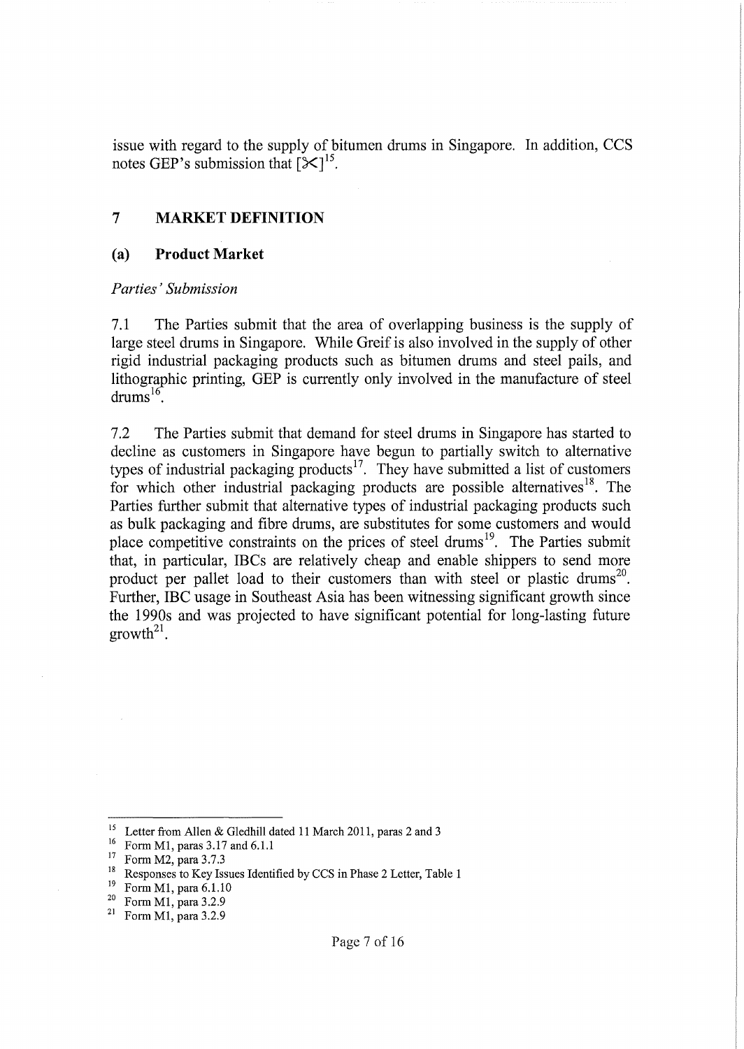issue with regard to the supply of bitumen drums in Singapore. In addition, CCS notes GEP's submission that [✂][15].

## 7 MARKET DEFINITION

### (a) Product Market

*Parties' Submission*

7.1 The Parties submit that the area of overlapping business is the supply of large steel drums in Singapore. While Greif is also involved in the supply of other rigid industrial packaging products such as bitumen drums and steel pails, and lithographic printing, GEP is currently only involved in the manufacture of steel drums[16].

7.2 The Parties submit that demand for steel drums in Singapore has started to decline as customers in Singapore have begun to partially switch to alternative types of industrial packaging products[17]. They have submitted a list of customers for which other industrial packaging products are possible alternatives[18]. The Parties further submit that alternative types of industrial packaging products such as bulk packaging and fibre drums, are substitutes for some customers and would place competitive constraints on the prices of steel drums[19]. The Parties submit that, in particular, IBCs are relatively cheap and enable shippers to send more product per pallet load to their customers than with steel or plastic drums[20]. Further, IBC usage in Southeast Asia has been witnessing significant growth since the 1990s and was projected to have significant potential for long-lasting future growth[21].

---

[15] Letter from Allen & Gledhill dated 11 March 2011, paras 2 and 3
[16] Form M1, paras 3.17 and 6.1.1
[17] Form M2, para 3.7.3
[18] Responses to Key Issues Identified by CCS in Phase 2 Letter, Table 1
[19] Form M1, para 6.1.10
[20] Form M1, para 3.2.9
[21] Form M1, para 3.2.9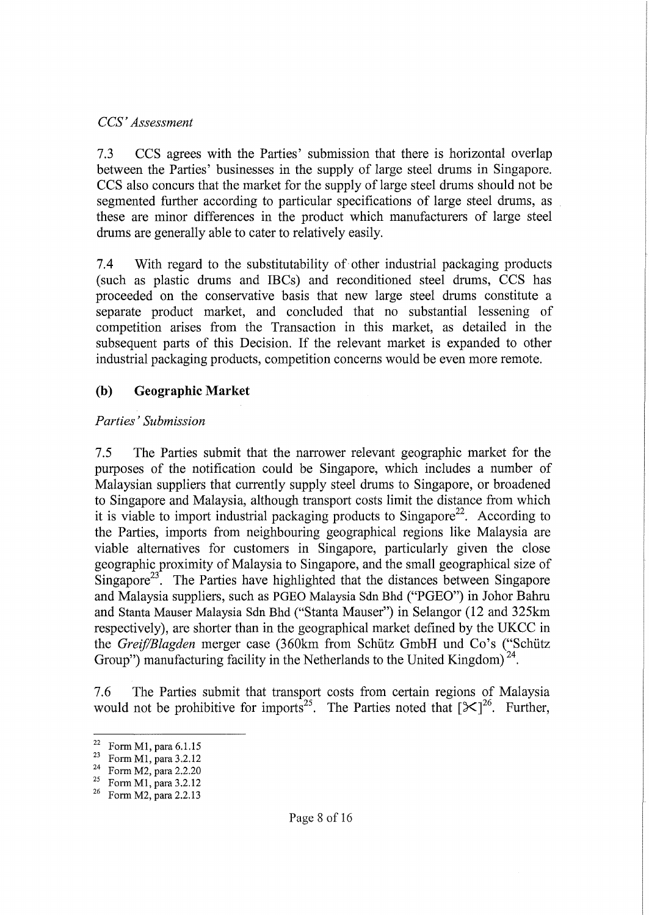*CCS' Assessment*

7.3 CCS agrees with the Parties' submission that there is horizontal overlap between the Parties' businesses in the supply of large steel drums in Singapore. CCS also concurs that the market for the supply of large steel drums should not be segmented further according to particular specifications of large steel drums, as these are minor differences in the product which manufacturers of large steel drums are generally able to cater to relatively easily.

7.4 With regard to the substitutability of other industrial packaging products (such as plastic drums and IBCs) and reconditioned steel drums, CCS has proceeded on the conservative basis that new large steel drums constitute a separate product market, and concluded that no substantial lessening of competition arises from the Transaction in this market, as detailed in the subsequent parts of this Decision. If the relevant market is expanded to other industrial packaging products, competition concerns would be even more remote.

## (b) Geographic Market

*Parties' Submission*

7.5 The Parties submit that the narrower relevant geographic market for the purposes of the notification could be Singapore, which includes a number of Malaysian suppliers that currently supply steel drums to Singapore, or broadened to Singapore and Malaysia, although transport costs limit the distance from which it is viable to import industrial packaging products to Singapore[22]. According to the Parties, imports from neighbouring geographical regions like Malaysia are viable alternatives for customers in Singapore, particularly given the close geographic proximity of Malaysia to Singapore, and the small geographical size of Singapore[23]. The Parties have highlighted that the distances between Singapore and Malaysia suppliers, such as PGEO Malaysia Sdn Bhd ("PGEO") in Johor Bahru and Stanta Mauser Malaysia Sdn Bhd ("Stanta Mauser") in Selangor (12 and 325km respectively), are shorter than in the geographical market defined by the UKCC in the *Greif/Blagden* merger case (360km from Schütz GmbH und Co's ("Schütz Group") manufacturing facility in the Netherlands to the United Kingdom)[24].

7.6 The Parties submit that transport costs from certain regions of Malaysia would not be prohibitive for imports[25]. The Parties noted that [✂][26]. Further,

---

[22] Form M1, para 6.1.15

[23] Form M1, para 3.2.12

[24] Form M2, para 2.2.20

[25] Form M1, para 3.2.12

[26] Form M2, para 2.2.13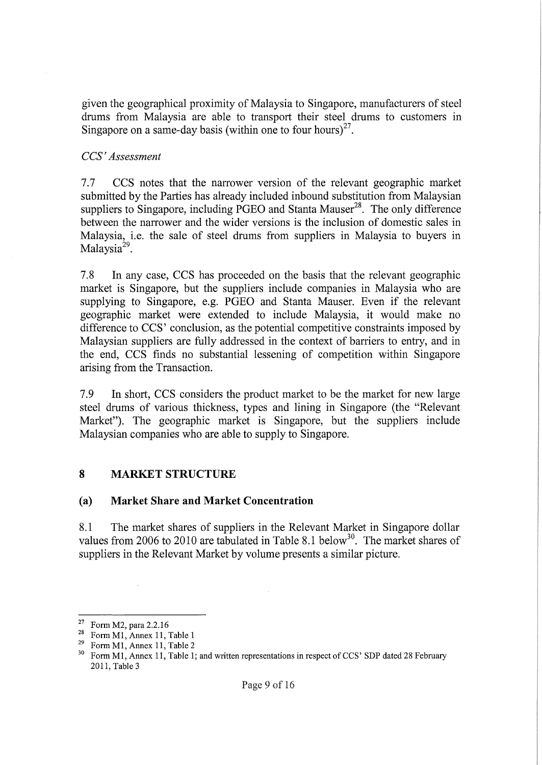given the geographical proximity of Malaysia to Singapore, manufacturers of steel drums from Malaysia are able to transport their steel drums to customers in Singapore on a same-day basis (within one to four hours)[27].

*CCS' Assessment*

7.7 CCS notes that the narrower version of the relevant geographic market submitted by the Parties has already included inbound substitution from Malaysian suppliers to Singapore, including PGEO and Stanta Mauser[28]. The only difference between the narrower and the wider versions is the inclusion of domestic sales in Malaysia, i.e. the sale of steel drums from suppliers in Malaysia to buyers in Malaysia[29].

7.8 In any case, CCS has proceeded on the basis that the relevant geographic market is Singapore, but the suppliers include companies in Malaysia who are supplying to Singapore, e.g. PGEO and Stanta Mauser. Even if the relevant geographic market were extended to include Malaysia, it would make no difference to CCS' conclusion, as the potential competitive constraints imposed by Malaysian suppliers are fully addressed in the context of barriers to entry, and in the end, CCS finds no substantial lessening of competition within Singapore arising from the Transaction.

7.9 In short, CCS considers the product market to be the market for new large steel drums of various thickness, types and lining in Singapore (the "Relevant Market"). The geographic market is Singapore, but the suppliers include Malaysian companies who are able to supply to Singapore.

## 8 MARKET STRUCTURE

### (a) Market Share and Market Concentration

8.1 The market shares of suppliers in the Relevant Market in Singapore dollar values from 2006 to 2010 are tabulated in Table 8.1 below[30]. The market shares of suppliers in the Relevant Market by volume presents a similar picture.

---

[27] Form M2, para 2.2.16

[28] Form M1, Annex 11, Table 1

[29] Form M1, Annex 11, Table 2

[30] Form M1, Annex 11, Table 1; and written representations in respect of CCS' SDP dated 28 February 2011, Table 3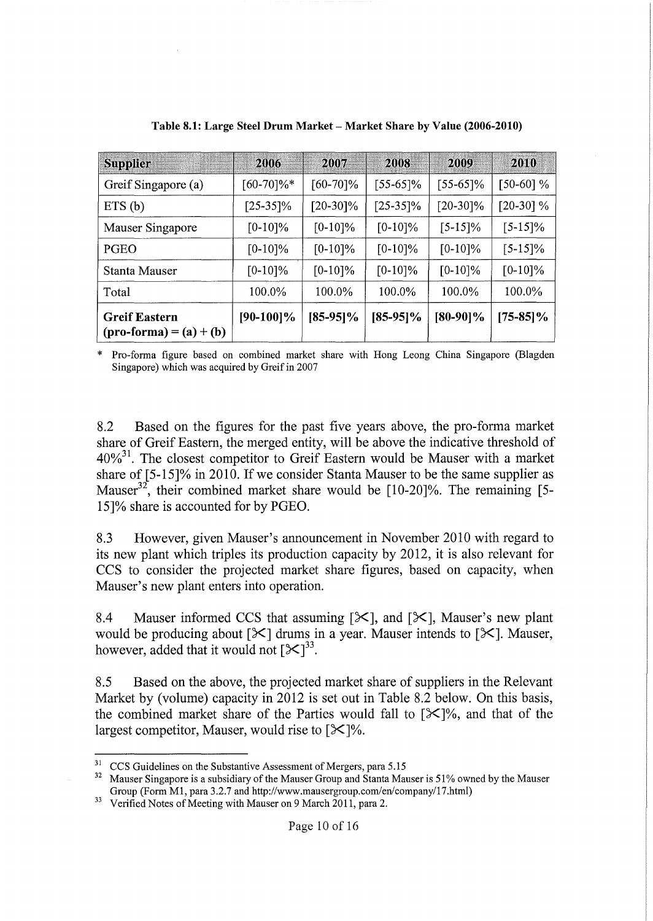**Table 8.1: Large Steel Drum Market – Market Share by Value (2006-2010)**

| Supplier | 2006 | 2007 | 2008 | 2009 | 2010 |
|---|---|---|---|---|---|
| Greif Singapore (a) | [60-70]%* | [60-70]% | [55-65]% | [55-65]% | [50-60] % |
| ETS (b) | [25-35]% | [20-30]% | [25-35]% | [20-30]% | [20-30] % |
| Mauser Singapore | [0-10]% | [0-10]% | [0-10]% | [5-15]% | [5-15]% |
| PGEO | [0-10]% | [0-10]% | [0-10]% | [0-10]% | [5-15]% |
| Stanta Mauser | [0-10]% | [0-10]% | [0-10]% | [0-10]% | [0-10]% |
| Total | 100.0% | 100.0% | 100.0% | 100.0% | 100.0% |
| **Greif Eastern (pro-forma) = (a) + (b)** | **[90-100]%** | **[85-95]%** | **[85-95]%** | **[80-90]%** | **[75-85]%** |

\* Pro-forma figure based on combined market share with Hong Leong China Singapore (Blagden Singapore) which was acquired by Greif in 2007

8.2 Based on the figures for the past five years above, the pro-forma market share of Greif Eastern, the merged entity, will be above the indicative threshold of 40%[31]. The closest competitor to Greif Eastern would be Mauser with a market share of [5-15]% in 2010. If we consider Stanta Mauser to be the same supplier as Mauser[32], their combined market share would be [10-20]%. The remaining [5-15]% share is accounted for by PGEO.

8.3 However, given Mauser's announcement in November 2010 with regard to its new plant which triples its production capacity by 2012, it is also relevant for CCS to consider the projected market share figures, based on capacity, when Mauser's new plant enters into operation.

8.4 Mauser informed CCS that assuming [✂], and [✂], Mauser's new plant would be producing about [✂] drums in a year. Mauser intends to [✂]. Mauser, however, added that it would not [✂][33].

8.5 Based on the above, the projected market share of suppliers in the Relevant Market by (volume) capacity in 2012 is set out in Table 8.2 below. On this basis, the combined market share of the Parties would fall to [✂]%, and that of the largest competitor, Mauser, would rise to [✂]%.

---

[31] CCS Guidelines on the Substantive Assessment of Mergers, para 5.15

[32] Mauser Singapore is a subsidiary of the Mauser Group and Stanta Mauser is 51% owned by the Mauser Group (Form M1, para 3.2.7 and http://www.mausergroup.com/en/company/17.html)

[33] Verified Notes of Meeting with Mauser on 9 March 2011, para 2.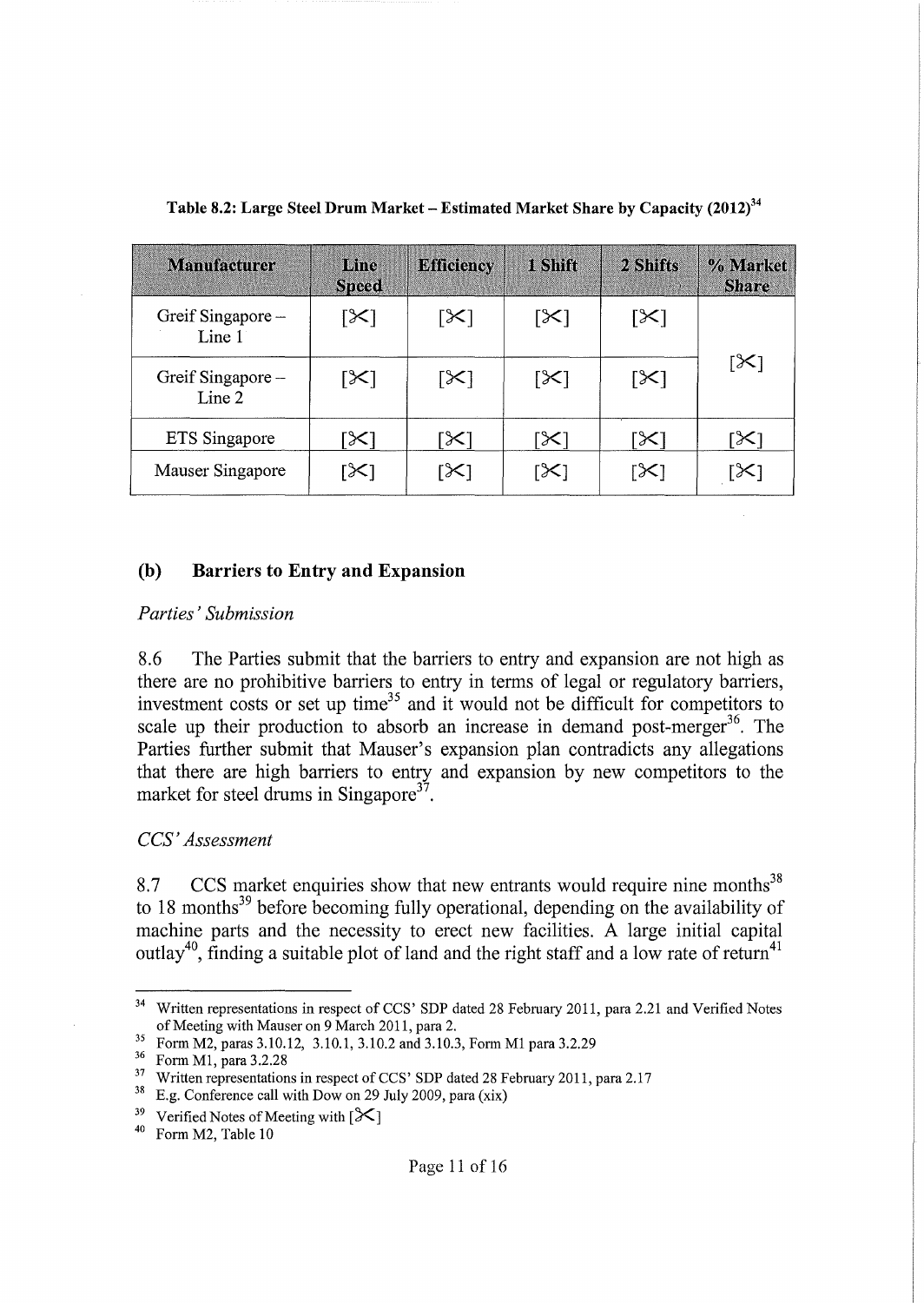**Table 8.2: Large Steel Drum Market – Estimated Market Share by Capacity (2012)[34]**

| Manufacturer | Line Speed | Efficiency | 1 Shift | 2 Shifts | % Market Share |
|---|---|---|---|---|---|
| Greif Singapore – Line 1 | [✂] | [✂] | [✂] | [✂] | [✂] |
| Greif Singapore – Line 2 | [✂] | [✂] | [✂] | [✂] | |
| ETS Singapore | [✂] | [✂] | [✂] | [✂] | [✂] |
| Mauser Singapore | [✂] | [✂] | [✂] | [✂] | [✂] |

## (b) Barriers to Entry and Expansion

*Parties' Submission*

8.6 The Parties submit that the barriers to entry and expansion are not high as there are no prohibitive barriers to entry in terms of legal or regulatory barriers, investment costs or set up time[35] and it would not be difficult for competitors to scale up their production to absorb an increase in demand post-merger[36]. The Parties further submit that Mauser's expansion plan contradicts any allegations that there are high barriers to entry and expansion by new competitors to the market for steel drums in Singapore[37].

*CCS' Assessment*

8.7 CCS market enquiries show that new entrants would require nine months[38] to 18 months[39] before becoming fully operational, depending on the availability of machine parts and the necessity to erect new facilities. A large initial capital outlay[40], finding a suitable plot of land and the right staff and a low rate of return[41]

---

[34] Written representations in respect of CCS' SDP dated 28 February 2011, para 2.21 and Verified Notes of Meeting with Mauser on 9 March 2011, para 2.

[35] Form M2, paras 3.10.12, 3.10.1, 3.10.2 and 3.10.3, Form M1 para 3.2.29

[36] Form M1, para 3.2.28

[37] Written representations in respect of CCS' SDP dated 28 February 2011, para 2.17

[38] E.g. Conference call with Dow on 29 July 2009, para (xix)

[39] Verified Notes of Meeting with [✂]

[40] Form M2, Table 10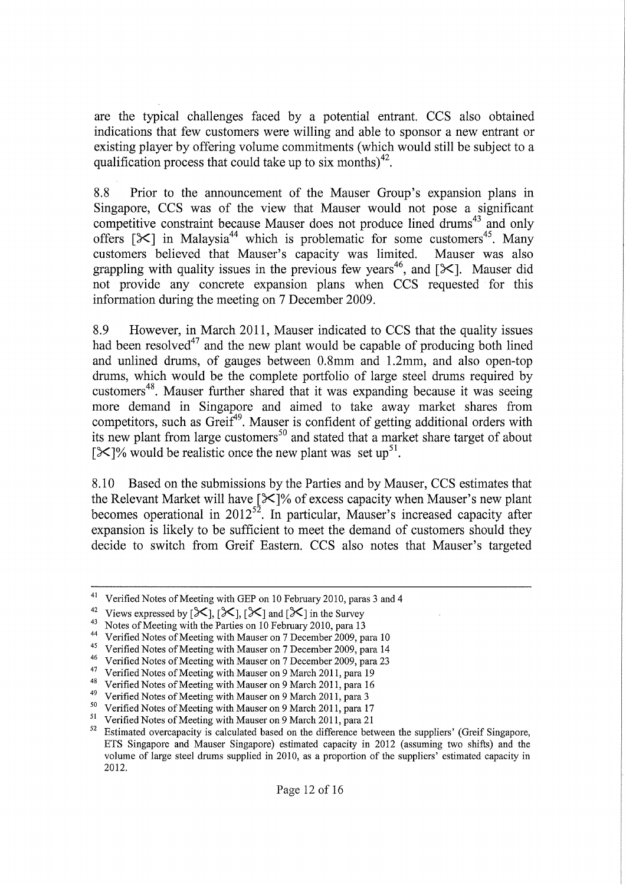are the typical challenges faced by a potential entrant. CCS also obtained indications that few customers were willing and able to sponsor a new entrant or existing player by offering volume commitments (which would still be subject to a qualification process that could take up to six months)[42].

8.8 Prior to the announcement of the Mauser Group's expansion plans in Singapore, CCS was of the view that Mauser would not pose a significant competitive constraint because Mauser does not produce lined drums[43] and only offers [✂] in Malaysia[44] which is problematic for some customers[45]. Many customers believed that Mauser's capacity was limited. Mauser was also grappling with quality issues in the previous few years[46], and [✂]. Mauser did not provide any concrete expansion plans when CCS requested for this information during the meeting on 7 December 2009.

8.9 However, in March 2011, Mauser indicated to CCS that the quality issues had been resolved[47] and the new plant would be capable of producing both lined and unlined drums, of gauges between 0.8mm and 1.2mm, and also open-top drums, which would be the complete portfolio of large steel drums required by customers[48]. Mauser further shared that it was expanding because it was seeing more demand in Singapore and aimed to take away market shares from competitors, such as Greif[49]. Mauser is confident of getting additional orders with its new plant from large customers[50] and stated that a market share target of about [✂]% would be realistic once the new plant was set up[51].

8.10 Based on the submissions by the Parties and by Mauser, CCS estimates that the Relevant Market will have [✂]% of excess capacity when Mauser's new plant becomes operational in 2012[52]. In particular, Mauser's increased capacity after expansion is likely to be sufficient to meet the demand of customers should they decide to switch from Greif Eastern. CCS also notes that Mauser's targeted

---

41 Verified Notes of Meeting with GEP on 10 February 2010, paras 3 and 4

42 Views expressed by [✂], [✂], [✂] and [✂] in the Survey

43 Notes of Meeting with the Parties on 10 February 2010, para 13

44 Verified Notes of Meeting with Mauser on 7 December 2009, para 10

45 Verified Notes of Meeting with Mauser on 7 December 2009, para 14

46 Verified Notes of Meeting with Mauser on 7 December 2009, para 23

47 Verified Notes of Meeting with Mauser on 9 March 2011, para 19

48 Verified Notes of Meeting with Mauser on 9 March 2011, para 16

49 Verified Notes of Meeting with Mauser on 9 March 2011, para 3

50 Verified Notes of Meeting with Mauser on 9 March 2011, para 17

51 Verified Notes of Meeting with Mauser on 9 March 2011, para 21

52 Estimated overcapacity is calculated based on the difference between the suppliers' (Greif Singapore, ETS Singapore and Mauser Singapore) estimated capacity in 2012 (assuming two shifts) and the volume of large steel drums supplied in 2010, as a proportion of the suppliers' estimated capacity in 2012.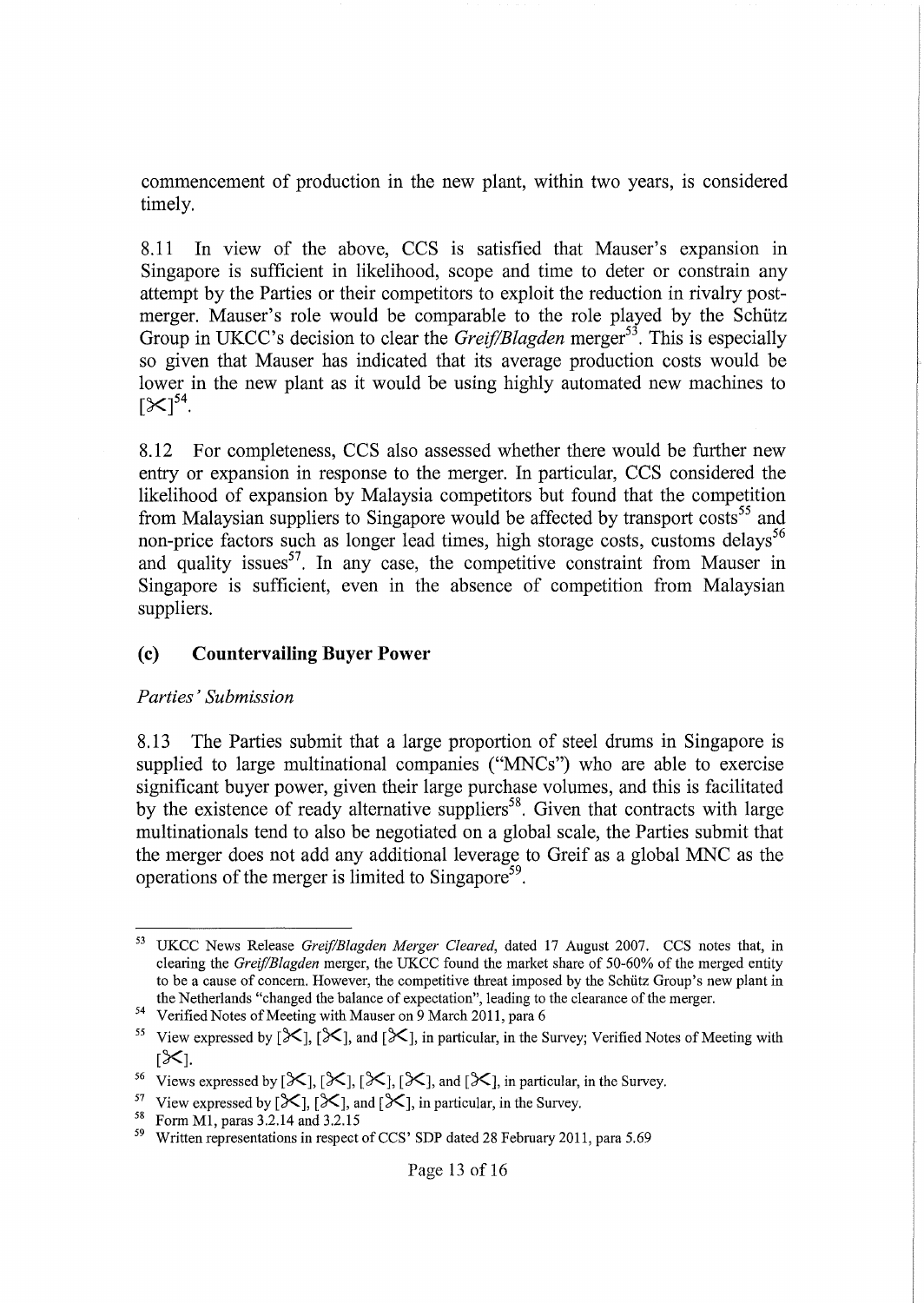commencement of production in the new plant, within two years, is considered timely.

8.11 In view of the above, CCS is satisfied that Mauser's expansion in Singapore is sufficient in likelihood, scope and time to deter or constrain any attempt by the Parties or their competitors to exploit the reduction in rivalry post-merger. Mauser's role would be comparable to the role played by the Schütz Group in UKCC's decision to clear the *Greif/Blagden* merger[53]. This is especially so given that Mauser has indicated that its average production costs would be lower in the new plant as it would be using highly automated new machines to [✂][54].

8.12 For completeness, CCS also assessed whether there would be further new entry or expansion in response to the merger. In particular, CCS considered the likelihood of expansion by Malaysia competitors but found that the competition from Malaysian suppliers to Singapore would be affected by transport costs[55] and non-price factors such as longer lead times, high storage costs, customs delays[56] and quality issues[57]. In any case, the competitive constraint from Mauser in Singapore is sufficient, even in the absence of competition from Malaysian suppliers.

## (c) Countervailing Buyer Power

*Parties' Submission*

8.13 The Parties submit that a large proportion of steel drums in Singapore is supplied to large multinational companies ("MNCs") who are able to exercise significant buyer power, given their large purchase volumes, and this is facilitated by the existence of ready alternative suppliers[58]. Given that contracts with large multinationals tend to also be negotiated on a global scale, the Parties submit that the merger does not add any additional leverage to Greif as a global MNC as the operations of the merger is limited to Singapore[59].

---

[53] UKCC News Release *Greif/Blagden Merger Cleared*, dated 17 August 2007. CCS notes that, in clearing the *Greif/Blagden* merger, the UKCC found the market share of 50-60% of the merged entity to be a cause of concern. However, the competitive threat imposed by the Schütz Group's new plant in the Netherlands "changed the balance of expectation", leading to the clearance of the merger.

[54] Verified Notes of Meeting with Mauser on 9 March 2011, para 6

[55] View expressed by [✂], [✂], and [✂], in particular, in the Survey; Verified Notes of Meeting with [✂].

[56] Views expressed by [✂], [✂], [✂], [✂], and [✂], in particular, in the Survey.

[57] View expressed by [✂], [✂], and [✂], in particular, in the Survey.

[58] Form M1, paras 3.2.14 and 3.2.15

[59] Written representations in respect of CCS' SDP dated 28 February 2011, para 5.69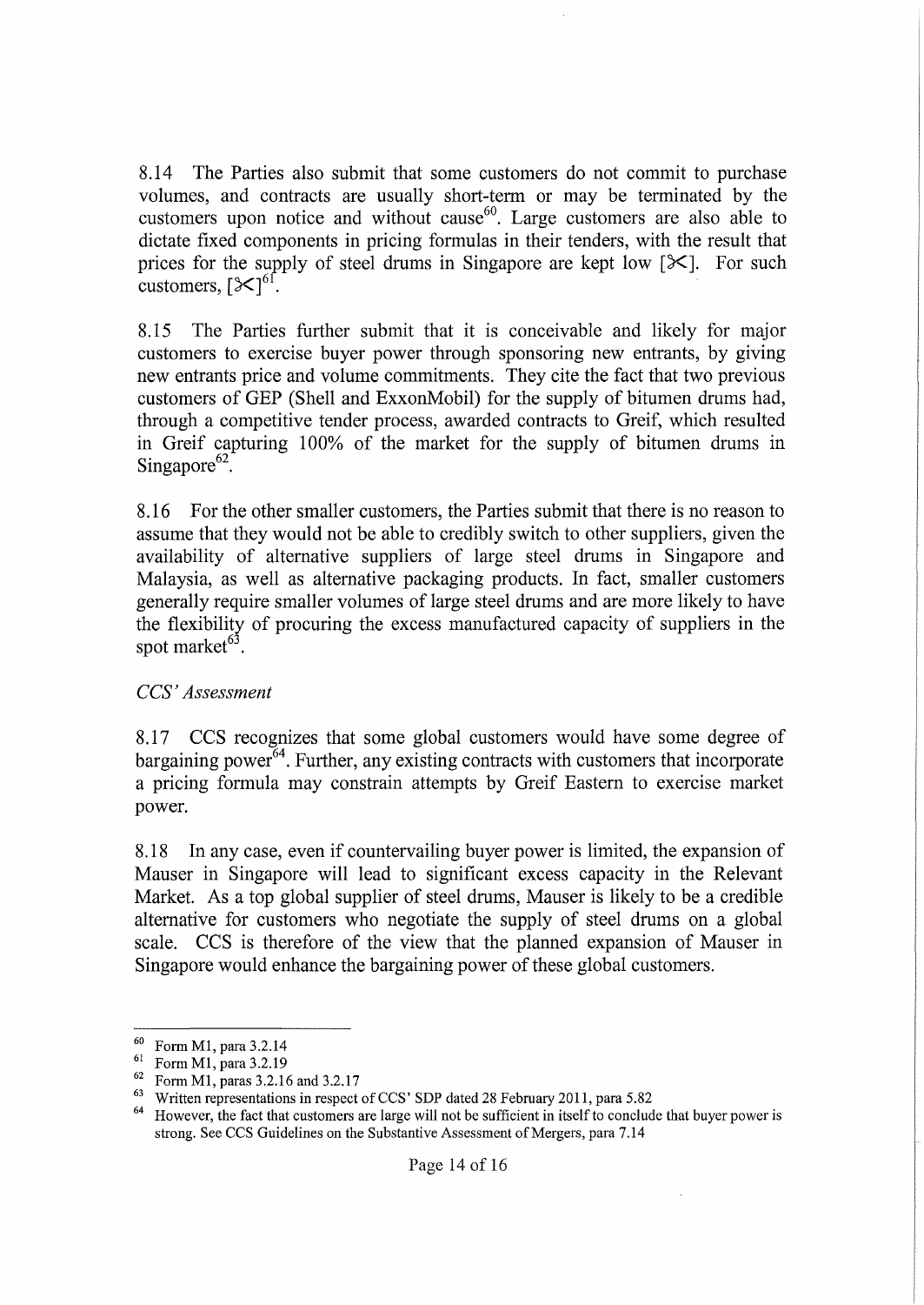8.14 The Parties also submit that some customers do not commit to purchase volumes, and contracts are usually short-term or may be terminated by the customers upon notice and without cause[60]. Large customers are also able to dictate fixed components in pricing formulas in their tenders, with the result that prices for the supply of steel drums in Singapore are kept low [✂]. For such customers, [✂][61].

8.15 The Parties further submit that it is conceivable and likely for major customers to exercise buyer power through sponsoring new entrants, by giving new entrants price and volume commitments. They cite the fact that two previous customers of GEP (Shell and ExxonMobil) for the supply of bitumen drums had, through a competitive tender process, awarded contracts to Greif, which resulted in Greif capturing 100% of the market for the supply of bitumen drums in Singapore[62].

8.16 For the other smaller customers, the Parties submit that there is no reason to assume that they would not be able to credibly switch to other suppliers, given the availability of alternative suppliers of large steel drums in Singapore and Malaysia, as well as alternative packaging products. In fact, smaller customers generally require smaller volumes of large steel drums and are more likely to have the flexibility of procuring the excess manufactured capacity of suppliers in the spot market[63].

*CCS' Assessment*

8.17 CCS recognizes that some global customers would have some degree of bargaining power[64]. Further, any existing contracts with customers that incorporate a pricing formula may constrain attempts by Greif Eastern to exercise market power.

8.18 In any case, even if countervailing buyer power is limited, the expansion of Mauser in Singapore will lead to significant excess capacity in the Relevant Market. As a top global supplier of steel drums, Mauser is likely to be a credible alternative for customers who negotiate the supply of steel drums on a global scale. CCS is therefore of the view that the planned expansion of Mauser in Singapore would enhance the bargaining power of these global customers.

---

[60] Form M1, para 3.2.14

[61] Form M1, para 3.2.19

[62] Form M1, paras 3.2.16 and 3.2.17

[63] Written representations in respect of CCS' SDP dated 28 February 2011, para 5.82

[64] However, the fact that customers are large will not be sufficient in itself to conclude that buyer power is strong. See CCS Guidelines on the Substantive Assessment of Mergers, para 7.14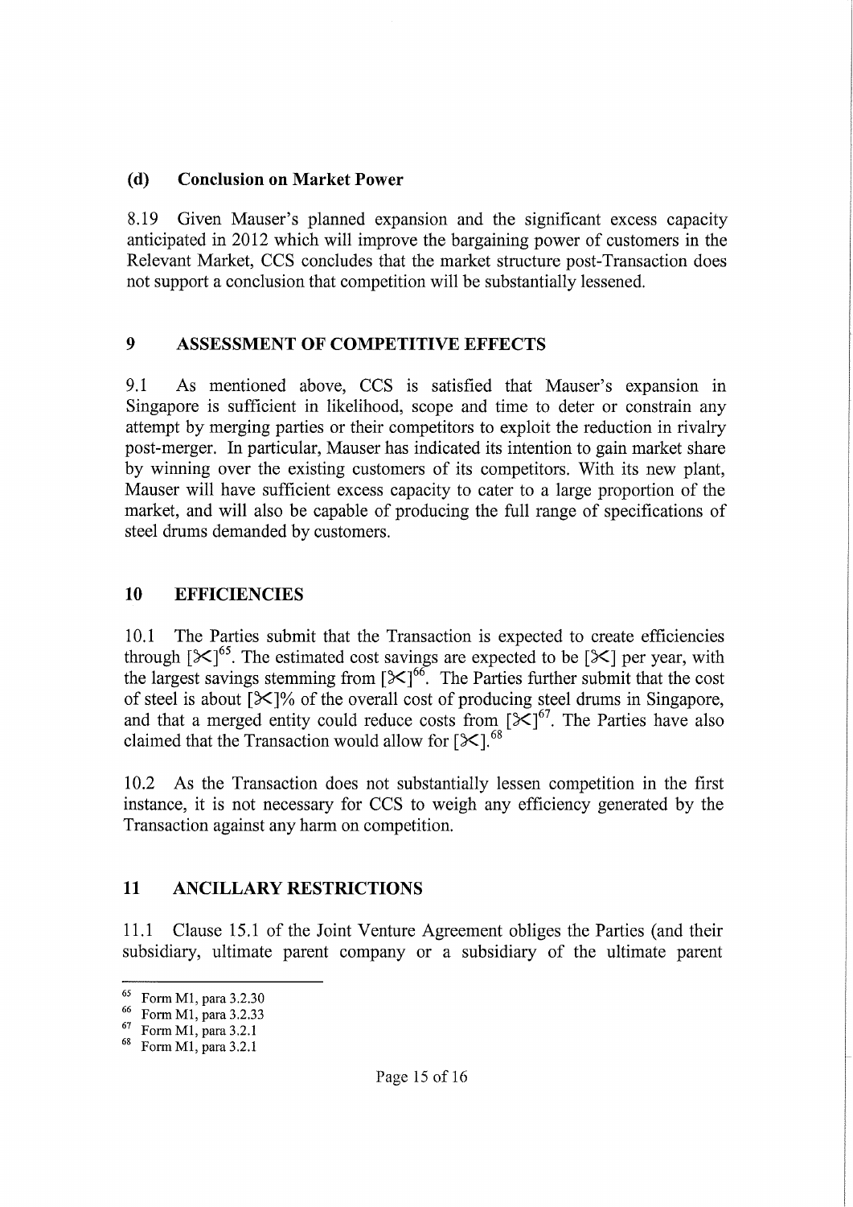### (d) Conclusion on Market Power

8.19 Given Mauser's planned expansion and the significant excess capacity anticipated in 2012 which will improve the bargaining power of customers in the Relevant Market, CCS concludes that the market structure post-Transaction does not support a conclusion that competition will be substantially lessened.

## 9 ASSESSMENT OF COMPETITIVE EFFECTS

9.1 As mentioned above, CCS is satisfied that Mauser's expansion in Singapore is sufficient in likelihood, scope and time to deter or constrain any attempt by merging parties or their competitors to exploit the reduction in rivalry post-merger. In particular, Mauser has indicated its intention to gain market share by winning over the existing customers of its competitors. With its new plant, Mauser will have sufficient excess capacity to cater to a large proportion of the market, and will also be capable of producing the full range of specifications of steel drums demanded by customers.

## 10 EFFICIENCIES

10.1 The Parties submit that the Transaction is expected to create efficiencies through [✂][65]. The estimated cost savings are expected to be [✂] per year, with the largest savings stemming from [✂][66]. The Parties further submit that the cost of steel is about [✂]% of the overall cost of producing steel drums in Singapore, and that a merged entity could reduce costs from [✂][67]. The Parties have also claimed that the Transaction would allow for [✂].[68]

10.2 As the Transaction does not substantially lessen competition in the first instance, it is not necessary for CCS to weigh any efficiency generated by the Transaction against any harm on competition.

## 11 ANCILLARY RESTRICTIONS

11.1 Clause 15.1 of the Joint Venture Agreement obliges the Parties (and their subsidiary, ultimate parent company or a subsidiary of the ultimate parent

---

[65] Form M1, para 3.2.30

[66] Form M1, para 3.2.33

[67] Form M1, para 3.2.1

[68] Form M1, para 3.2.1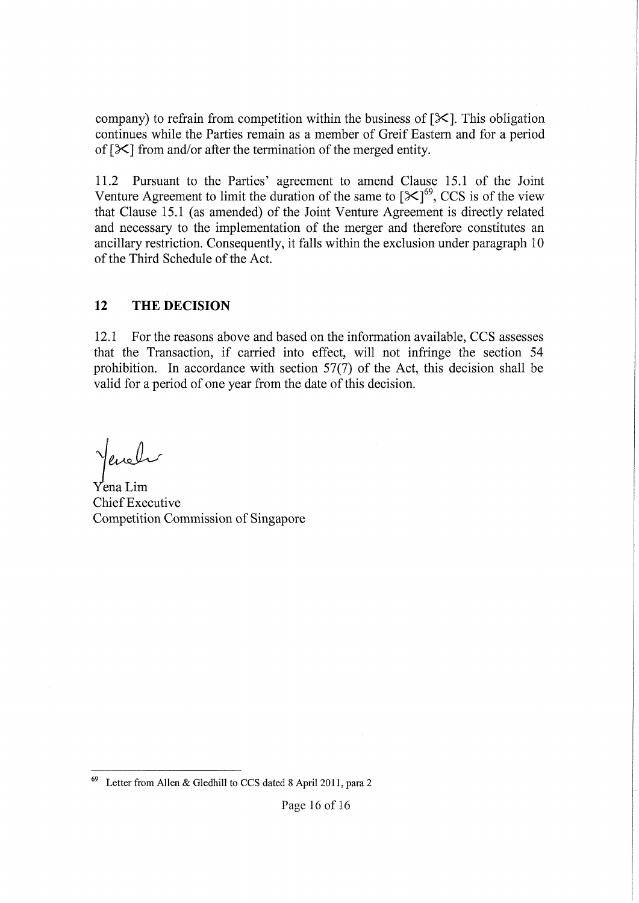company) to refrain from competition within the business of [✂]. This obligation continues while the Parties remain as a member of Greif Eastern and for a period of [✂] from and/or after the termination of the merged entity.

11.2 Pursuant to the Parties' agreement to amend Clause 15.1 of the Joint Venture Agreement to limit the duration of the same to [✂][69], CCS is of the view that Clause 15.1 (as amended) of the Joint Venture Agreement is directly related and necessary to the implementation of the merger and therefore constitutes an ancillary restriction. Consequently, it falls within the exclusion under paragraph 10 of the Third Schedule of the Act.

## 12 THE DECISION

12.1 For the reasons above and based on the information available, CCS assesses that the Transaction, if carried into effect, will not infringe the section 54 prohibition. In accordance with section 57(7) of the Act, this decision shall be valid for a period of one year from the date of this decision.

Yena Lim
Chief Executive
Competition Commission of Singapore

---

[69] Letter from Allen & Gledhill to CCS dated 8 April 2011, para 2